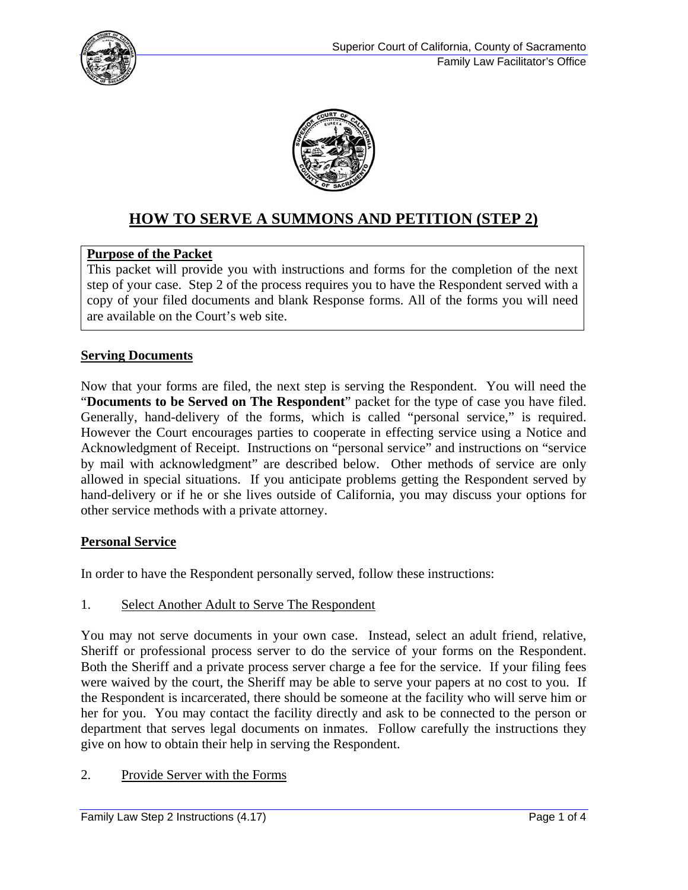# HOW TO SERVE A SUMMONS AND PETITION (STEP 2)

**Purpose of the Packet**

This packet will provide you with instructions and forms for the completion of the next step of your case. Step 2 of the process requires you to have the Respondent served with a copy of your filed documents and blank Response forms. All of the forms you will need are available on the Court's web site.

## Serving Documents

Now that your forms are filed, the next step is serving the Respondent. You will need the "**Documents to be Served on The Respondent**" packet for the type of case you have filed. Generally, hand-delivery of the forms, which is called "personal service," is required. However the Court encourages parties to cooperate in effecting service using a Notice and Acknowledgment of Receipt. Instructions on "personal service" and instructions on "service by mail with acknowledgment" are described below. Other methods of service are only allowed in special situations. If you anticipate problems getting the Respondent served by hand-delivery or if he or she lives outside of California, you may discuss your options for other service methods with a private attorney.

## Personal Service

In order to have the Respondent personally served, follow these instructions:

1. Select Another Adult to Serve The Respondent

You may not serve documents in your own case. Instead, select an adult friend, relative, Sheriff or professional process server to do the service of your forms on the Respondent. Both the Sheriff and a private process server charge a fee for the service. If your filing fees were waived by the court, the Sheriff may be able to serve your papers at no cost to you. If the Respondent is incarcerated, there should be someone at the facility who will serve him or her for you. You may contact the facility directly and ask to be connected to the person or department that serves legal documents on inmates. Follow carefully the instructions they give on how to obtain their help in serving the Respondent.

2. Provide Server with the Forms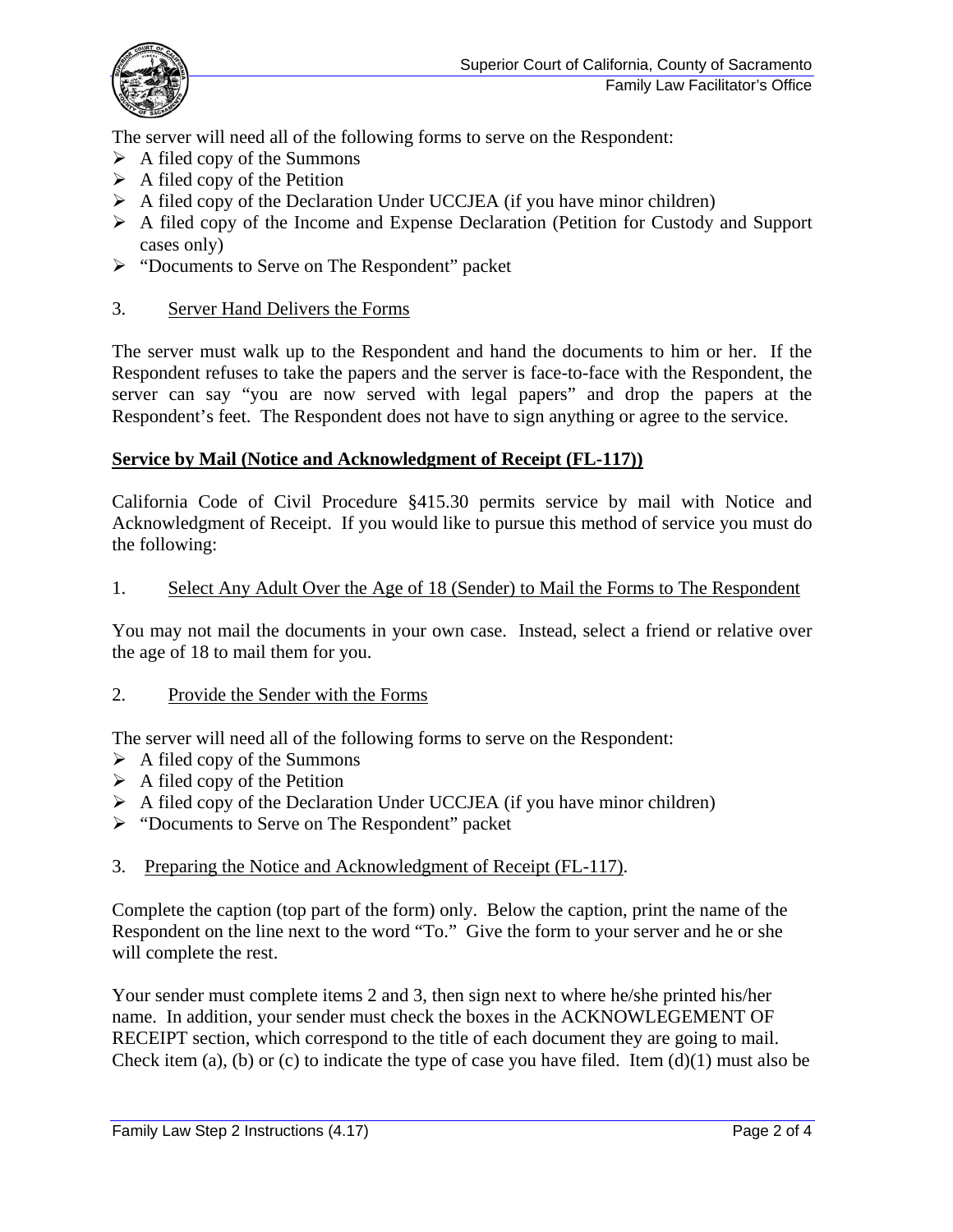The server will need all of the following forms to serve on the Respondent:

- A filed copy of the Summons
- A filed copy of the Petition
- A filed copy of the Declaration Under UCCJEA (if you have minor children)
- A filed copy of the Income and Expense Declaration (Petition for Custody and Support cases only)
- "Documents to Serve on The Respondent" packet

3. Server Hand Delivers the Forms

The server must walk up to the Respondent and hand the documents to him or her. If the Respondent refuses to take the papers and the server is face-to-face with the Respondent, the server can say "you are now served with legal papers" and drop the papers at the Respondent's feet. The Respondent does not have to sign anything or agree to the service.

## Service by Mail (Notice and Acknowledgment of Receipt (FL-117))

California Code of Civil Procedure §415.30 permits service by mail with Notice and Acknowledgment of Receipt. If you would like to pursue this method of service you must do the following:

1. Select Any Adult Over the Age of 18 (Sender) to Mail the Forms to The Respondent

You may not mail the documents in your own case. Instead, select a friend or relative over the age of 18 to mail them for you.

2. Provide the Sender with the Forms

The server will need all of the following forms to serve on the Respondent:

- A filed copy of the Summons
- A filed copy of the Petition
- A filed copy of the Declaration Under UCCJEA (if you have minor children)
- "Documents to Serve on The Respondent" packet

3. Preparing the Notice and Acknowledgment of Receipt (FL-117).

Complete the caption (top part of the form) only. Below the caption, print the name of the Respondent on the line next to the word "To." Give the form to your server and he or she will complete the rest.

Your sender must complete items 2 and 3, then sign next to where he/she printed his/her name. In addition, your sender must check the boxes in the ACKNOWLEGEMENT OF RECEIPT section, which correspond to the title of each document they are going to mail. Check item (a), (b) or (c) to indicate the type of case you have filed. Item (d)(1) must also be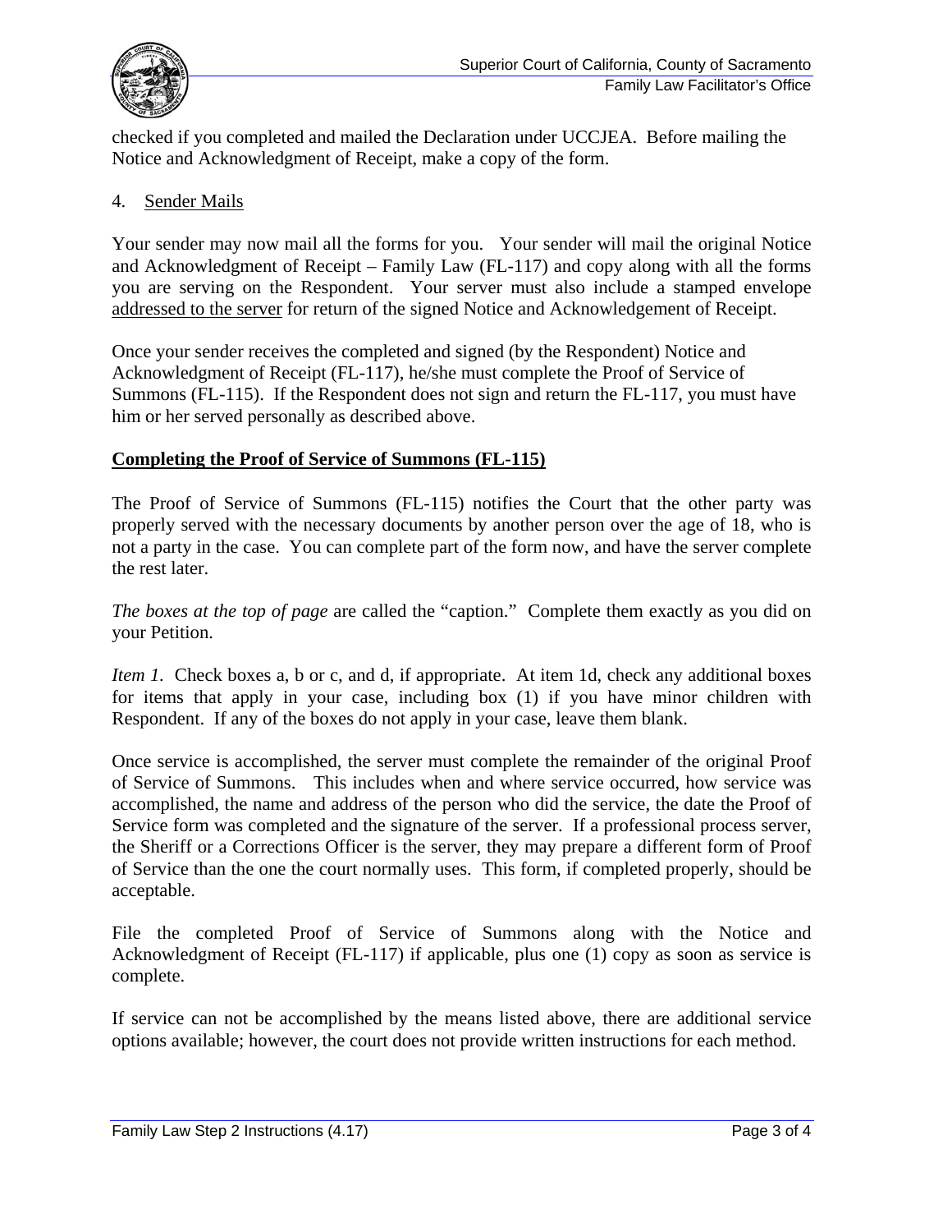checked if you completed and mailed the Declaration under UCCJEA. Before mailing the Notice and Acknowledgment of Receipt, make a copy of the form.

4. Sender Mails

Your sender may now mail all the forms for you. Your sender will mail the original Notice and Acknowledgment of Receipt – Family Law (FL-117) and copy along with all the forms you are serving on the Respondent. Your server must also include a stamped envelope addressed to the server for return of the signed Notice and Acknowledgement of Receipt.

Once your sender receives the completed and signed (by the Respondent) Notice and Acknowledgment of Receipt (FL-117), he/she must complete the Proof of Service of Summons (FL-115). If the Respondent does not sign and return the FL-117, you must have him or her served personally as described above.

## Completing the Proof of Service of Summons (FL-115)

The Proof of Service of Summons (FL-115) notifies the Court that the other party was properly served with the necessary documents by another person over the age of 18, who is not a party in the case. You can complete part of the form now, and have the server complete the rest later.

*The boxes at the top of page* are called the "caption." Complete them exactly as you did on your Petition.

*Item 1.* Check boxes a, b or c, and d, if appropriate. At item 1d, check any additional boxes for items that apply in your case, including box (1) if you have minor children with Respondent. If any of the boxes do not apply in your case, leave them blank.

Once service is accomplished, the server must complete the remainder of the original Proof of Service of Summons. This includes when and where service occurred, how service was accomplished, the name and address of the person who did the service, the date the Proof of Service form was completed and the signature of the server. If a professional process server, the Sheriff or a Corrections Officer is the server, they may prepare a different form of Proof of Service than the one the court normally uses. This form, if completed properly, should be acceptable.

File the completed Proof of Service of Summons along with the Notice and Acknowledgment of Receipt (FL-117) if applicable, plus one (1) copy as soon as service is complete.

If service can not be accomplished by the means listed above, there are additional service options available; however, the court does not provide written instructions for each method.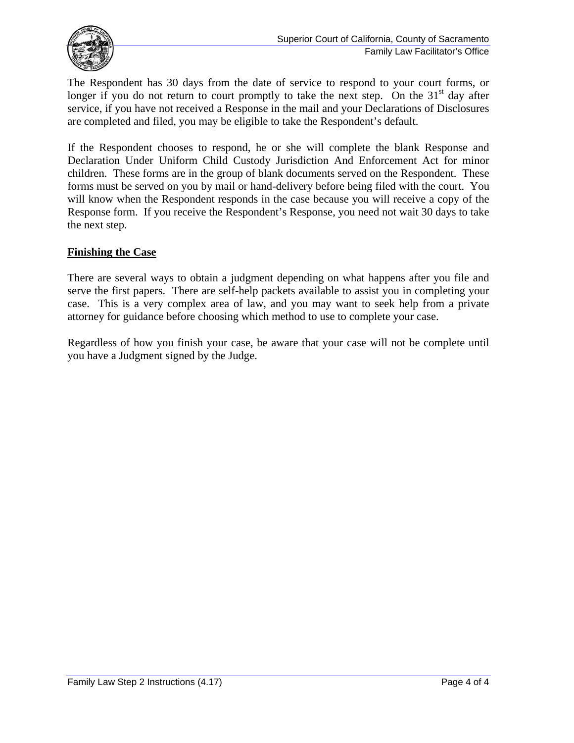The Respondent has 30 days from the date of service to respond to your court forms, or longer if you do not return to court promptly to take the next step. On the 31st day after service, if you have not received a Response in the mail and your Declarations of Disclosures are completed and filed, you may be eligible to take the Respondent's default.

If the Respondent chooses to respond, he or she will complete the blank Response and Declaration Under Uniform Child Custody Jurisdiction And Enforcement Act for minor children. These forms are in the group of blank documents served on the Respondent. These forms must be served on you by mail or hand-delivery before being filed with the court. You will know when the Respondent responds in the case because you will receive a copy of the Response form. If you receive the Respondent's Response, you need not wait 30 days to take the next step.

## Finishing the Case

There are several ways to obtain a judgment depending on what happens after you file and serve the first papers. There are self-help packets available to assist you in completing your case. This is a very complex area of law, and you may want to seek help from a private attorney for guidance before choosing which method to use to complete your case.

Regardless of how you finish your case, be aware that your case will not be complete until you have a Judgment signed by the Judge.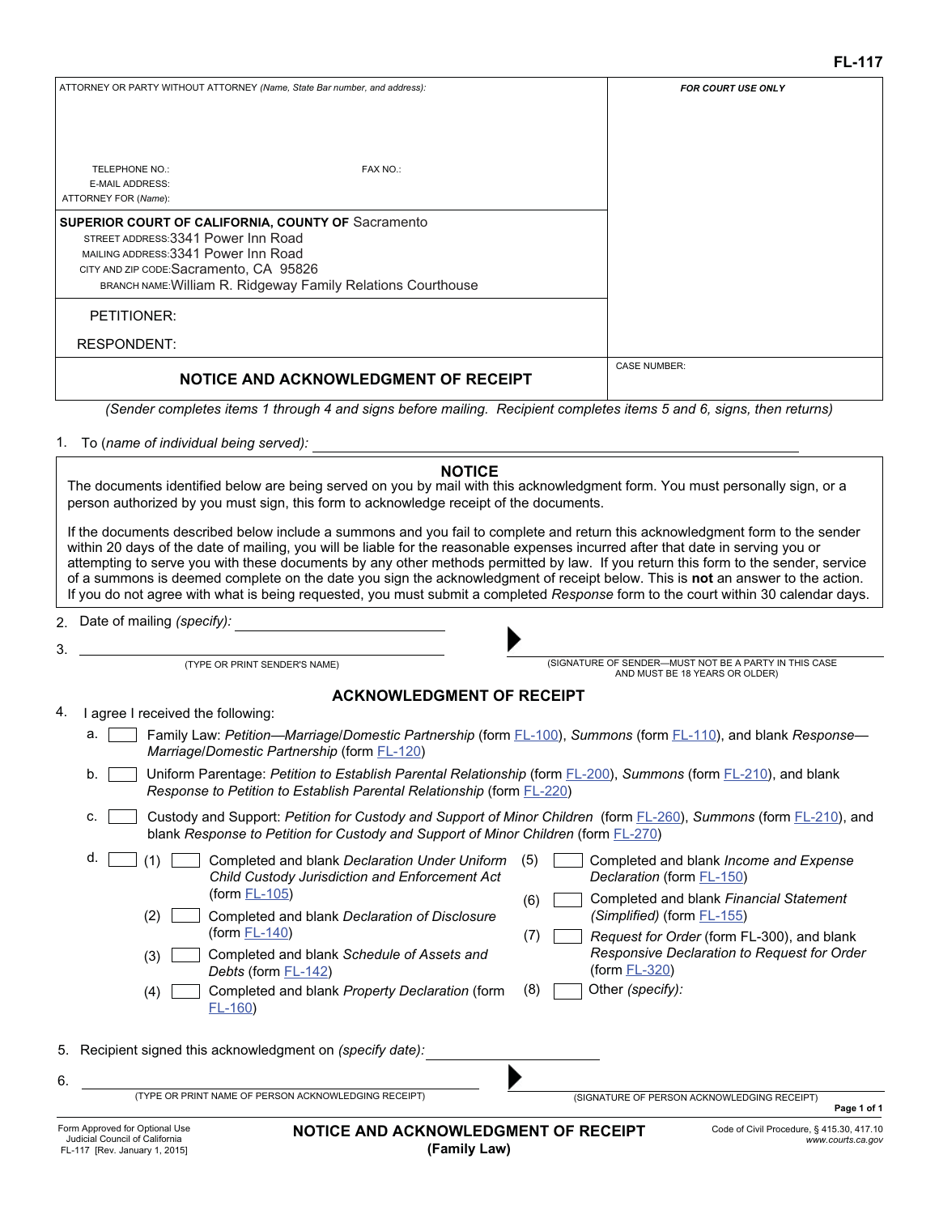FL-117

ATTORNEY OR PARTY WITHOUT ATTORNEY *(Name, State Bar number, and address):*

TELEPHONE NO.: FAX NO.:
E-MAIL ADDRESS:
ATTORNEY FOR *(Name)*:

FOR COURT USE ONLY

**SUPERIOR COURT OF CALIFORNIA, COUNTY OF** Sacramento
STREET ADDRESS: 3341 Power Inn Road
MAILING ADDRESS: 3341 Power Inn Road
CITY AND ZIP CODE: Sacramento, CA 95826
BRANCH NAME: William R. Ridgeway Family Relations Courthouse

PETITIONER:
RESPONDENT:

## NOTICE AND ACKNOWLEDGMENT OF RECEIPT

CASE NUMBER:

*(Sender completes items 1 through 4 and signs before mailing. Recipient completes items 5 and 6, signs, then returns)*

1. To *(name of individual being served)*: ______________________________

### NOTICE

The documents identified below are being served on you by mail with this acknowledgment form. You must personally sign, or a person authorized by you must sign, this form to acknowledge receipt of the documents.

If the documents described below include a summons and you fail to complete and return this acknowledgment form to the sender within 20 days of the date of mailing, you will be liable for the reasonable expenses incurred after that date in serving you or attempting to serve you with these documents by any other methods permitted by law. If you return this form to the sender, service of a summons is deemed complete on the date you sign the acknowledgment of receipt below. This is **not** an answer to the action. If you do not agree with what is being requested, you must submit a completed *Response* form to the court within 30 calendar days.

2. Date of mailing *(specify)*: ______________________

3. ______________________________ ▶ ______________________________
(TYPE OR PRINT SENDER'S NAME) (SIGNATURE OF SENDER—MUST NOT BE A PARTY IN THIS CASE AND MUST BE 18 YEARS OR OLDER)

### ACKNOWLEDGMENT OF RECEIPT

4. I agree I received the following:
   a. ☐ Family Law: *Petition—Marriage/Domestic Partnership* (form FL-100), *Summons* (form FL-110), and blank *Response—Marriage/Domestic Partnership* (form FL-120)
   b. ☐ Uniform Parentage: *Petition to Establish Parental Relationship* (form FL-200), *Summons* (form FL-210), and blank *Response to Petition to Establish Parental Relationship* (form FL-220)
   c. ☐ Custody and Support: *Petition for Custody and Support of Minor Children* (form FL-260), *Summons* (form FL-210), and blank *Response to Petition for Custody and Support of Minor Children* (form FL-270)
   d. ☐ (1) ☐ Completed and blank *Declaration Under Uniform Child Custody Jurisdiction and Enforcement Act* (form FL-105)
   (2) ☐ Completed and blank *Declaration of Disclosure* (form FL-140)
   (3) ☐ Completed and blank *Schedule of Assets and Debts* (form FL-142)
   (4) ☐ Completed and blank *Property Declaration* (form FL-160)
   (5) ☐ Completed and blank *Income and Expense Declaration* (form FL-150)
   (6) ☐ Completed and blank *Financial Statement (Simplified)* (form FL-155)
   (7) ☐ *Request for Order* (form FL-300), and blank *Responsive Declaration to Request for Order* (form FL-320)
   (8) ☐ Other *(specify)*:

5. Recipient signed this acknowledgment on *(specify date)*: ______________________

6. ______________________________ ▶ ______________________________
(TYPE OR PRINT NAME OF PERSON ACKNOWLEDGING RECEIPT) (SIGNATURE OF PERSON ACKNOWLEDGING RECEIPT)

Form Approved for Optional Use
Judicial Council of California
FL-117 [Rev. January 1, 2015]

**NOTICE AND ACKNOWLEDGMENT OF RECEIPT**
**(Family Law)**

Code of Civil Procedure, § 415.30, 417.10
*www.courts.ca.gov*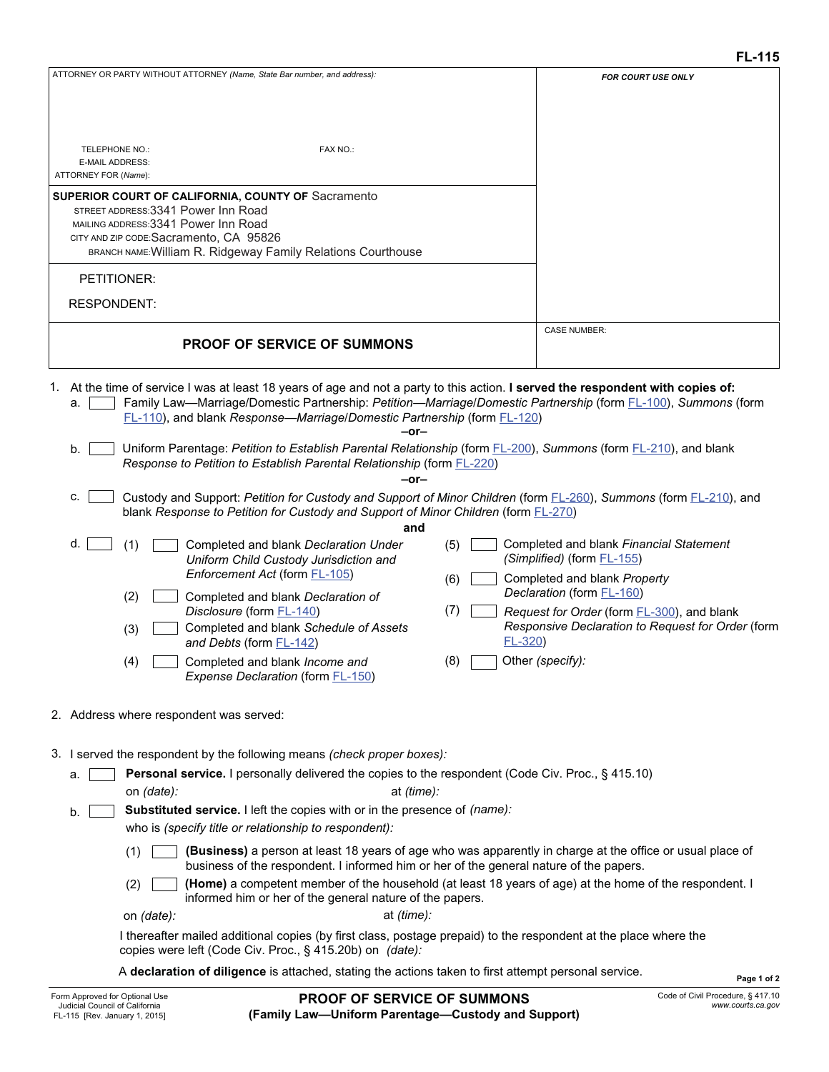FL-115

| ATTORNEY OR PARTY WITHOUT ATTORNEY *(Name, State Bar number, and address):* | FOR COURT USE ONLY |
|---|---|
| TELEPHONE NO.: FAX NO.: | |
| E-MAIL ADDRESS: | |
| ATTORNEY FOR *(Name):* | |
| **SUPERIOR COURT OF CALIFORNIA, COUNTY OF** Sacramento | |
| STREET ADDRESS: 3341 Power Inn Road | |
| MAILING ADDRESS: 3341 Power Inn Road | |
| CITY AND ZIP CODE: Sacramento, CA 95826 | |
| BRANCH NAME: William R. Ridgeway Family Relations Courthouse | |
| PETITIONER: | |
| RESPONDENT: | |
| **PROOF OF SERVICE OF SUMMONS** | CASE NUMBER: |

1. At the time of service I was at least 18 years of age and not a party to this action. **I served the respondent with copies of:**
   a. ☐ Family Law—Marriage/Domestic Partnership: *Petition—Marriage/Domestic Partnership* (form FL-100), *Summons* (form FL-110), and blank *Response—Marriage/Domestic Partnership* (form FL-120)

   **–or–**

   b. ☐ Uniform Parentage: *Petition to Establish Parental Relationship* (form FL-200), *Summons* (form FL-210), and blank *Response to Petition to Establish Parental Relationship* (form FL-220)

   **–or–**

   c. ☐ Custody and Support: *Petition for Custody and Support of Minor Children* (form FL-260), *Summons* (form FL-210), and blank *Response to Petition for Custody and Support of Minor Children* (form FL-270)

   **and**

   d. ☐
      (1) ☐ Completed and blank *Declaration Under Uniform Child Custody Jurisdiction and Enforcement Act* (form FL-105)
      (2) ☐ Completed and blank *Declaration of Disclosure* (form FL-140)
      (3) ☐ Completed and blank *Schedule of Assets and Debts* (form FL-142)
      (4) ☐ Completed and blank *Income and Expense Declaration* (form FL-150)
      (5) ☐ Completed and blank *Financial Statement (Simplified)* (form FL-155)
      (6) ☐ Completed and blank *Property Declaration* (form FL-160)
      (7) ☐ *Request for Order* (form FL-300), and blank *Responsive Declaration to Request for Order* (form FL-320)
      (8) ☐ Other *(specify):*

2. Address where respondent was served:

3. I served the respondent by the following means *(check proper boxes):*
   a. ☐ **Personal service.** I personally delivered the copies to the respondent (Code Civ. Proc., § 415.10)
      on *(date):* at *(time):*
   b. ☐ **Substituted service.** I left the copies with or in the presence of *(name):*
      who is *(specify title or relationship to respondent):*
      (1) ☐ **(Business)** a person at least 18 years of age who was apparently in charge at the office or usual place of business of the respondent. I informed him or her of the general nature of the papers.
      (2) ☐ **(Home)** a competent member of the household (at least 18 years of age) at the home of the respondent. I informed him or her of the general nature of the papers.

      on *(date):* at *(time):*

      I thereafter mailed additional copies (by first class, postage prepaid) to the respondent at the place where the copies were left (Code Civ. Proc., § 415.20b) on *(date):*

      A **declaration of diligence** is attached, stating the actions taken to first attempt personal service.

Form Approved for Optional Use
Judicial Council of California
FL-115 [Rev. January 1, 2015]

**PROOF OF SERVICE OF SUMMONS**
**(Family Law—Uniform Parentage—Custody and Support)**

Code of Civil Procedure, § 417.10
*www.courts.ca.gov*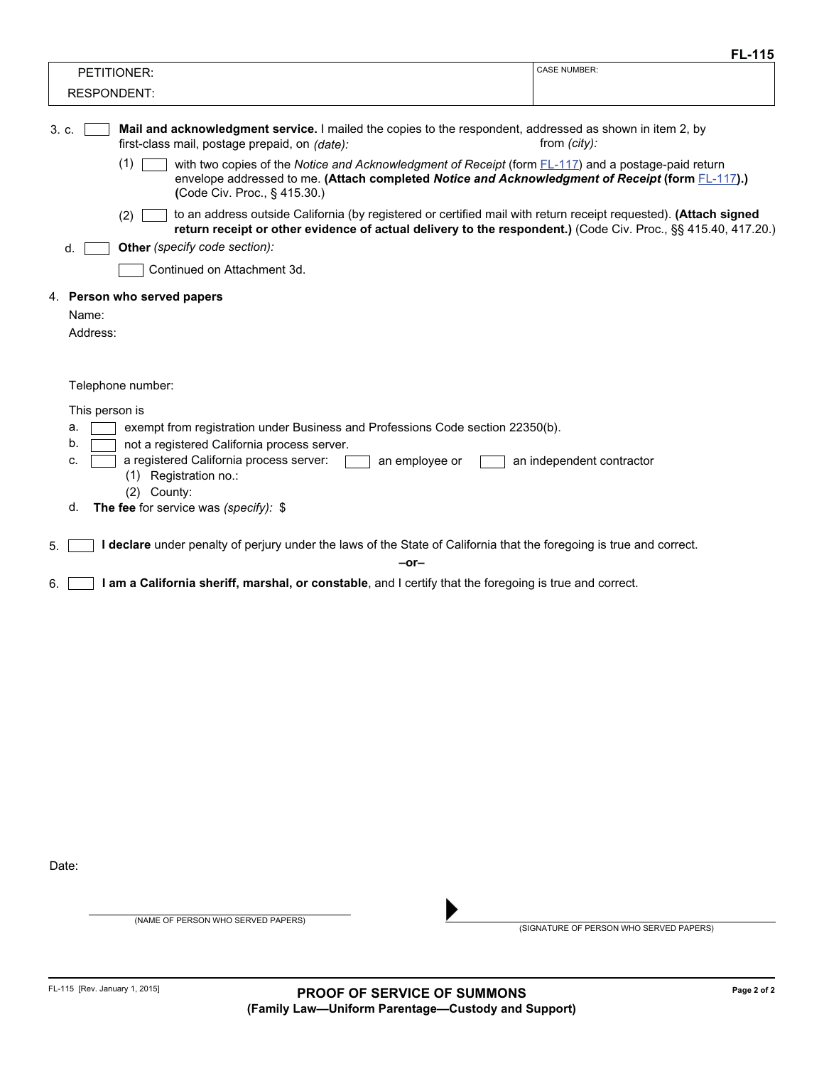**FL-115**

| PETITIONER: | CASE NUMBER: |
|---|---|
| RESPONDENT: | |

3. c. ☐ **Mail and acknowledgment service.** I mailed the copies to the respondent, addressed as shown in item 2, by first-class mail, postage prepaid, on *(date):* from *(city):*

   (1) ☐ with two copies of the *Notice and Acknowledgment of Receipt* (form FL-117) and a postage-paid return envelope addressed to me. **(Attach completed *Notice and Acknowledgment of Receipt* (form FL-117).)** (Code Civ. Proc., § 415.30.)

   (2) ☐ to an address outside California (by registered or certified mail with return receipt requested). **(Attach signed return receipt or other evidence of actual delivery to the respondent.)** (Code Civ. Proc., §§ 415.40, 417.20.)

   d. ☐ **Other** *(specify code section):*

   ☐ Continued on Attachment 3d.

4. **Person who served papers**

   Name:

   Address:

   Telephone number:

   This person is

   a. ☐ exempt from registration under Business and Professions Code section 22350(b).

   b. ☐ not a registered California process server.

   c. ☐ a registered California process server: ☐ an employee or ☐ an independent contractor

      (1) Registration no.:

      (2) County:

   d. **The fee** for service was *(specify):* $

5. ☐ **I declare** under penalty of perjury under the laws of the State of California that the foregoing is true and correct.

**–or–**

6. ☐ **I am a California sheriff, marshal, or constable**, and I certify that the foregoing is true and correct.

Date:

(NAME OF PERSON WHO SERVED PAPERS) ▶ (SIGNATURE OF PERSON WHO SERVED PAPERS)

FL-115 [Rev. January 1, 2015]

**PROOF OF SERVICE OF SUMMONS**
**(Family Law—Uniform Parentage—Custody and Support)**